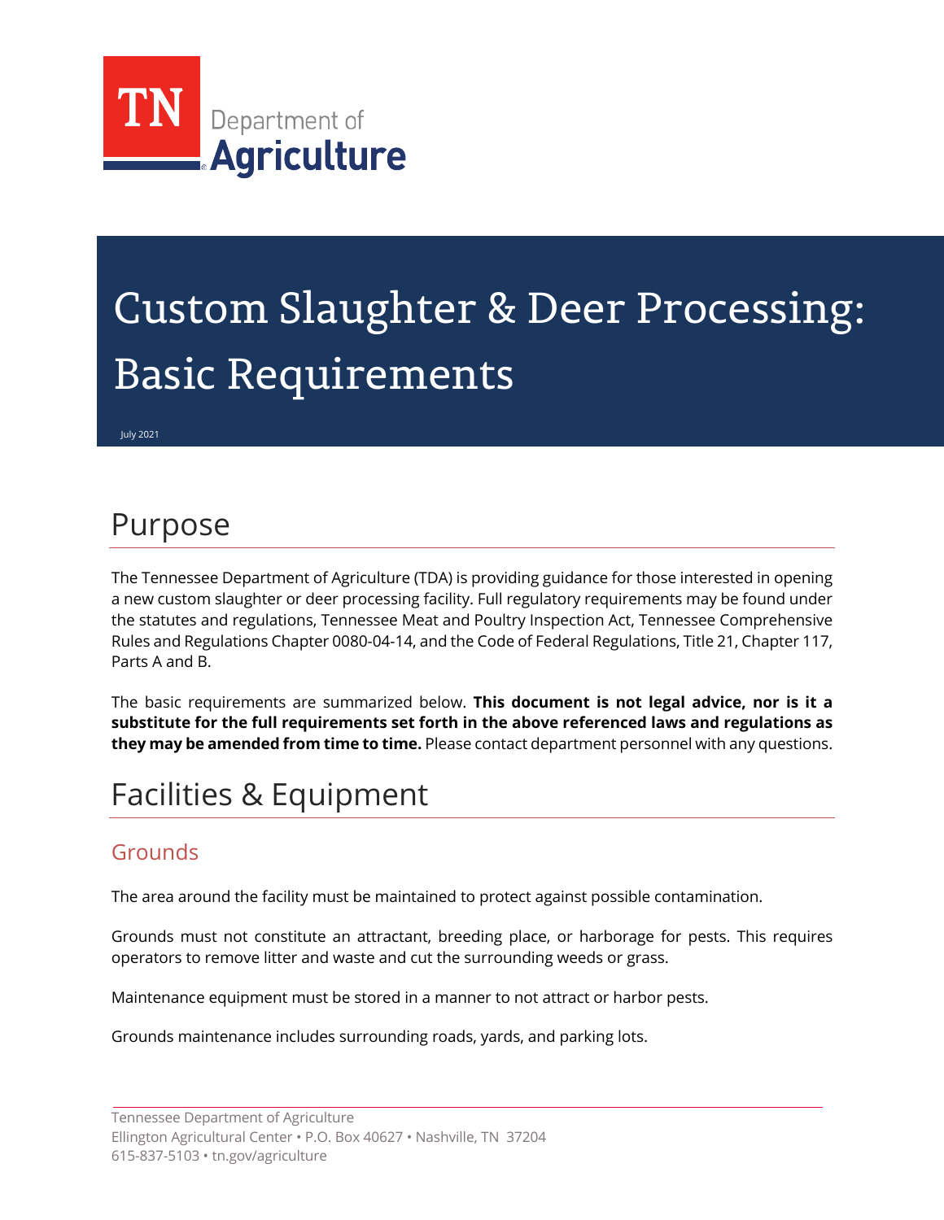TN Department of Agriculture

# Custom Slaughter & Deer Processing: Basic Requirements

July 2021

## Purpose

The Tennessee Department of Agriculture (TDA) is providing guidance for those interested in opening a new custom slaughter or deer processing facility. Full regulatory requirements may be found under the statutes and regulations, Tennessee Meat and Poultry Inspection Act, Tennessee Comprehensive Rules and Regulations Chapter 0080-04-14, and the Code of Federal Regulations, Title 21, Chapter 117, Parts A and B.

The basic requirements are summarized below. **This document is not legal advice, nor is it a substitute for the full requirements set forth in the above referenced laws and regulations as they may be amended from time to time.** Please contact department personnel with any questions.

## Facilities & Equipment

### Grounds

The area around the facility must be maintained to protect against possible contamination.

Grounds must not constitute an attractant, breeding place, or harborage for pests. This requires operators to remove litter and waste and cut the surrounding weeds or grass.

Maintenance equipment must be stored in a manner to not attract or harbor pests.

Grounds maintenance includes surrounding roads, yards, and parking lots.

Tennessee Department of Agriculture
Ellington Agricultural Center • P.O. Box 40627 • Nashville, TN 37204
615-837-5103 • tn.gov/agriculture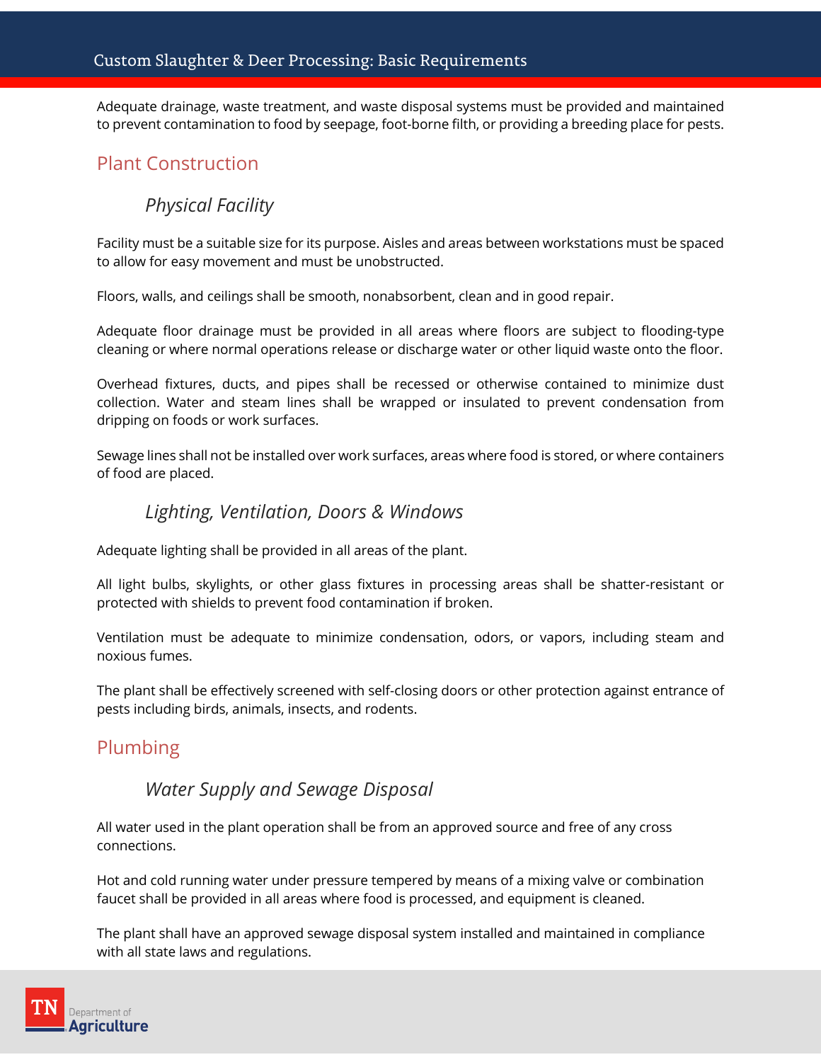Adequate drainage, waste treatment, and waste disposal systems must be provided and maintained to prevent contamination to food by seepage, foot-borne filth, or providing a breeding place for pests.

## Plant Construction

### *Physical Facility*

Facility must be a suitable size for its purpose. Aisles and areas between workstations must be spaced to allow for easy movement and must be unobstructed.

Floors, walls, and ceilings shall be smooth, nonabsorbent, clean and in good repair.

Adequate floor drainage must be provided in all areas where floors are subject to flooding-type cleaning or where normal operations release or discharge water or other liquid waste onto the floor.

Overhead fixtures, ducts, and pipes shall be recessed or otherwise contained to minimize dust collection. Water and steam lines shall be wrapped or insulated to prevent condensation from dripping on foods or work surfaces.

Sewage lines shall not be installed over work surfaces, areas where food is stored, or where containers of food are placed.

### *Lighting, Ventilation, Doors & Windows*

Adequate lighting shall be provided in all areas of the plant.

All light bulbs, skylights, or other glass fixtures in processing areas shall be shatter-resistant or protected with shields to prevent food contamination if broken.

Ventilation must be adequate to minimize condensation, odors, or vapors, including steam and noxious fumes.

The plant shall be effectively screened with self-closing doors or other protection against entrance of pests including birds, animals, insects, and rodents.

## Plumbing

### *Water Supply and Sewage Disposal*

All water used in the plant operation shall be from an approved source and free of any cross connections.

Hot and cold running water under pressure tempered by means of a mixing valve or combination faucet shall be provided in all areas where food is processed, and equipment is cleaned.

The plant shall have an approved sewage disposal system installed and maintained in compliance with all state laws and regulations.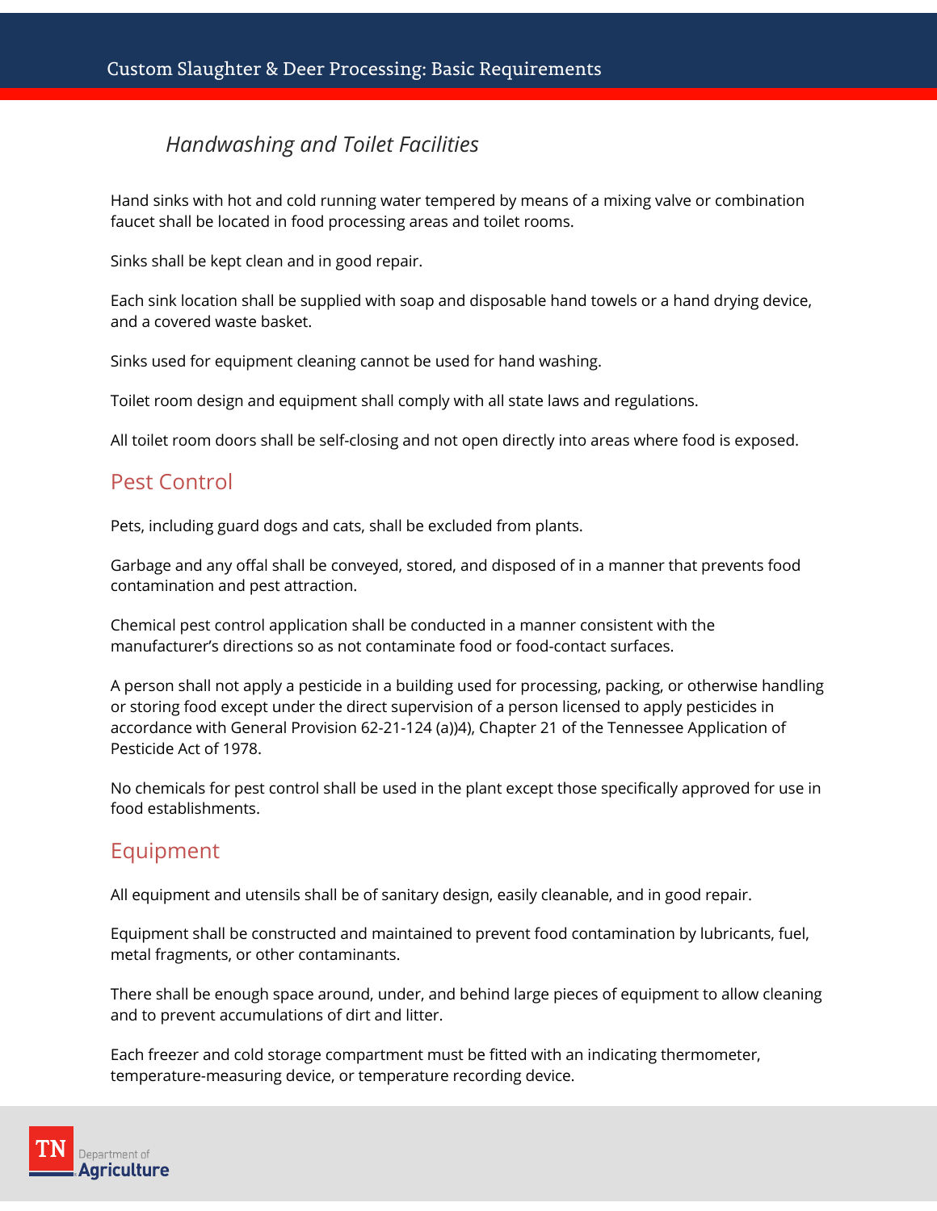### *Handwashing and Toilet Facilities*

Hand sinks with hot and cold running water tempered by means of a mixing valve or combination faucet shall be located in food processing areas and toilet rooms.

Sinks shall be kept clean and in good repair.

Each sink location shall be supplied with soap and disposable hand towels or a hand drying device, and a covered waste basket.

Sinks used for equipment cleaning cannot be used for hand washing.

Toilet room design and equipment shall comply with all state laws and regulations.

All toilet room doors shall be self-closing and not open directly into areas where food is exposed.

## Pest Control

Pets, including guard dogs and cats, shall be excluded from plants.

Garbage and any offal shall be conveyed, stored, and disposed of in a manner that prevents food contamination and pest attraction.

Chemical pest control application shall be conducted in a manner consistent with the manufacturer's directions so as not contaminate food or food-contact surfaces.

A person shall not apply a pesticide in a building used for processing, packing, or otherwise handling or storing food except under the direct supervision of a person licensed to apply pesticides in accordance with General Provision 62-21-124 (a))4), Chapter 21 of the Tennessee Application of Pesticide Act of 1978.

No chemicals for pest control shall be used in the plant except those specifically approved for use in food establishments.

## Equipment

All equipment and utensils shall be of sanitary design, easily cleanable, and in good repair.

Equipment shall be constructed and maintained to prevent food contamination by lubricants, fuel, metal fragments, or other contaminants.

There shall be enough space around, under, and behind large pieces of equipment to allow cleaning and to prevent accumulations of dirt and litter.

Each freezer and cold storage compartment must be fitted with an indicating thermometer, temperature-measuring device, or temperature recording device.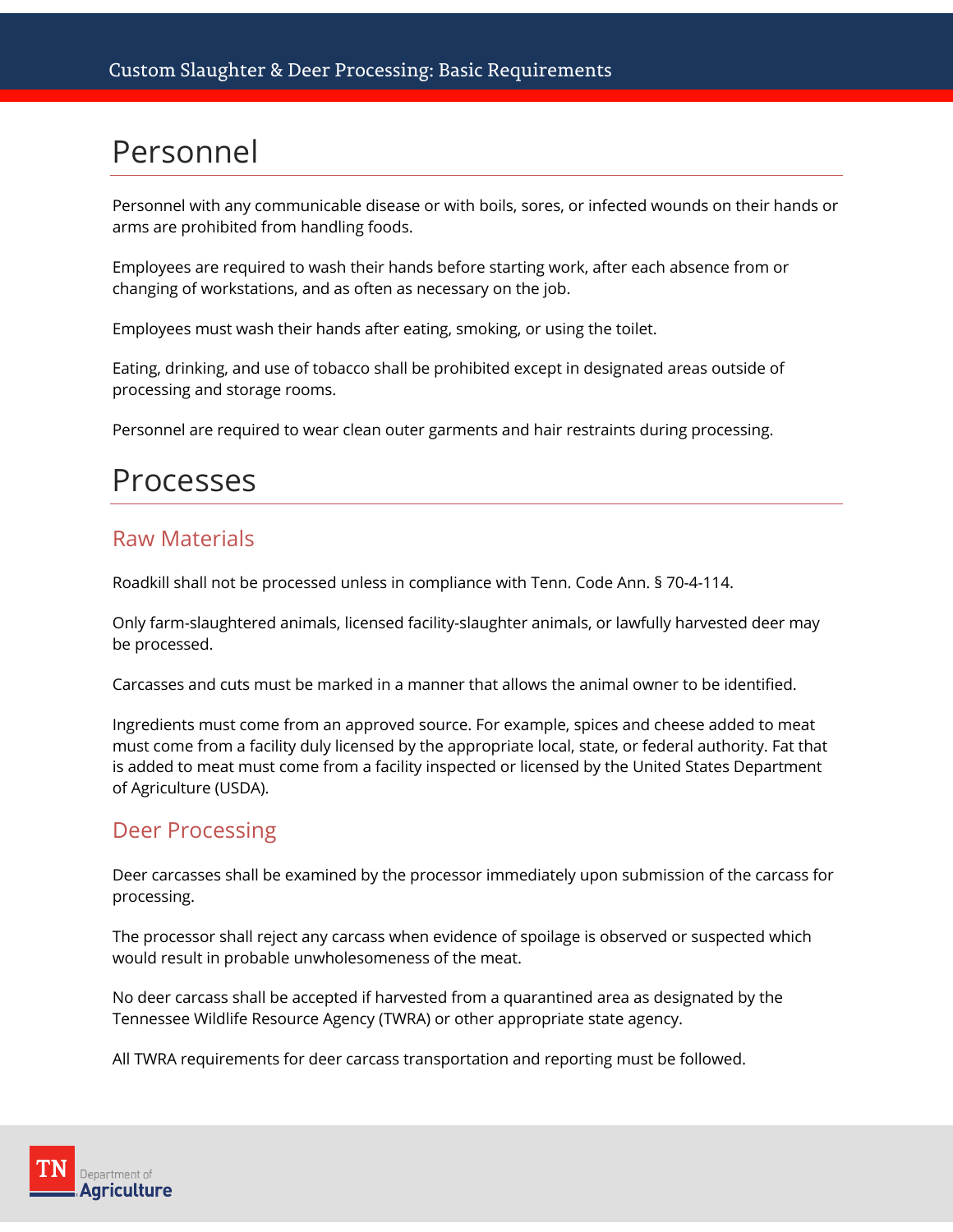# Personnel

Personnel with any communicable disease or with boils, sores, or infected wounds on their hands or arms are prohibited from handling foods.

Employees are required to wash their hands before starting work, after each absence from or changing of workstations, and as often as necessary on the job.

Employees must wash their hands after eating, smoking, or using the toilet.

Eating, drinking, and use of tobacco shall be prohibited except in designated areas outside of processing and storage rooms.

Personnel are required to wear clean outer garments and hair restraints during processing.

# Processes

## Raw Materials

Roadkill shall not be processed unless in compliance with Tenn. Code Ann. § 70-4-114.

Only farm-slaughtered animals, licensed facility-slaughter animals, or lawfully harvested deer may be processed.

Carcasses and cuts must be marked in a manner that allows the animal owner to be identified.

Ingredients must come from an approved source. For example, spices and cheese added to meat must come from a facility duly licensed by the appropriate local, state, or federal authority. Fat that is added to meat must come from a facility inspected or licensed by the United States Department of Agriculture (USDA).

## Deer Processing

Deer carcasses shall be examined by the processor immediately upon submission of the carcass for processing.

The processor shall reject any carcass when evidence of spoilage is observed or suspected which would result in probable unwholesomeness of the meat.

No deer carcass shall be accepted if harvested from a quarantined area as designated by the Tennessee Wildlife Resource Agency (TWRA) or other appropriate state agency.

All TWRA requirements for deer carcass transportation and reporting must be followed.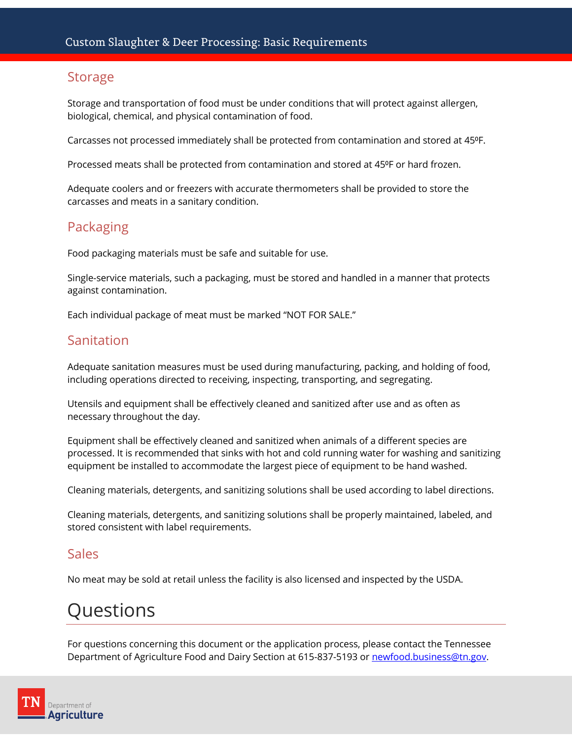## Storage

Storage and transportation of food must be under conditions that will protect against allergen, biological, chemical, and physical contamination of food.

Carcasses not processed immediately shall be protected from contamination and stored at 45ºF.

Processed meats shall be protected from contamination and stored at 45ºF or hard frozen.

Adequate coolers and or freezers with accurate thermometers shall be provided to store the carcasses and meats in a sanitary condition.

## Packaging

Food packaging materials must be safe and suitable for use.

Single-service materials, such a packaging, must be stored and handled in a manner that protects against contamination.

Each individual package of meat must be marked “NOT FOR SALE.”

## Sanitation

Adequate sanitation measures must be used during manufacturing, packing, and holding of food, including operations directed to receiving, inspecting, transporting, and segregating.

Utensils and equipment shall be effectively cleaned and sanitized after use and as often as necessary throughout the day.

Equipment shall be effectively cleaned and sanitized when animals of a different species are processed. It is recommended that sinks with hot and cold running water for washing and sanitizing equipment be installed to accommodate the largest piece of equipment to be hand washed.

Cleaning materials, detergents, and sanitizing solutions shall be used according to label directions.

Cleaning materials, detergents, and sanitizing solutions shall be properly maintained, labeled, and stored consistent with label requirements.

## Sales

No meat may be sold at retail unless the facility is also licensed and inspected by the USDA.

# Questions

For questions concerning this document or the application process, please contact the Tennessee Department of Agriculture Food and Dairy Section at 615-837-5193 or newfood.business@tn.gov.